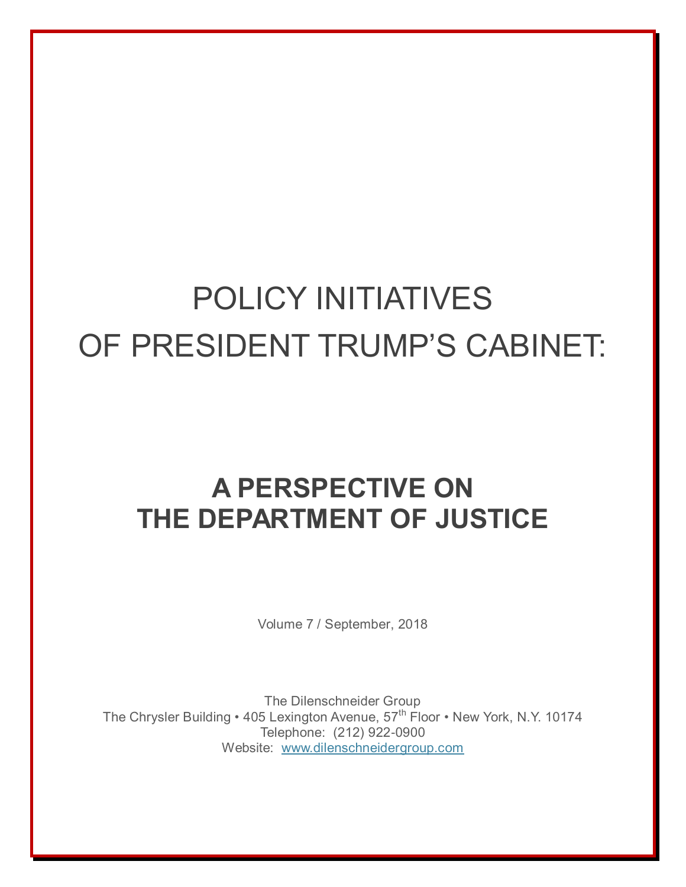# POLICY INITIATIVES OF PRESIDENT TRUMP'S CABINET:

## A PERSPECTIVE ON THE DEPARTMENT OF JUSTICE

Volume 7 / September, 2018

The Dilenschneider Group
The Chrysler Building • 405 Lexington Avenue, 57th Floor • New York, N.Y. 10174
Telephone: (212) 922-0900
Website: www.dilenschneidergroup.com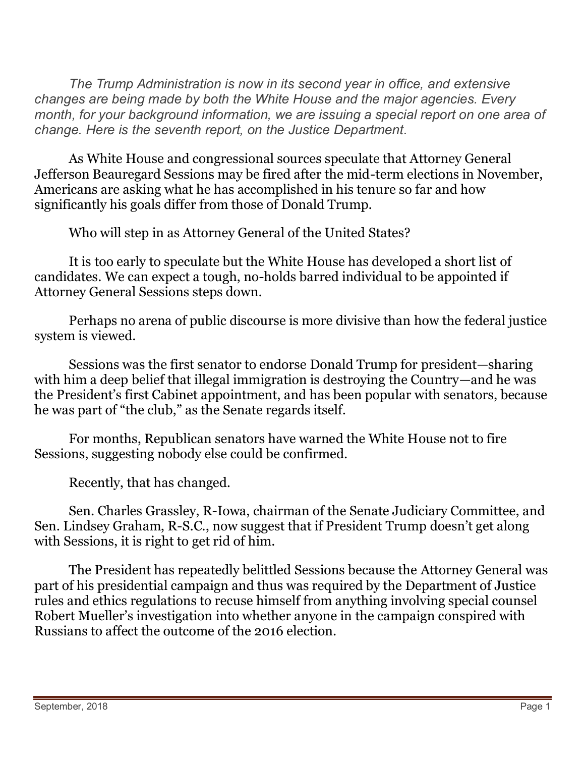*The Trump Administration is now in its second year in office, and extensive changes are being made by both the White House and the major agencies. Every month, for your background information, we are issuing a special report on one area of change. Here is the seventh report, on the Justice Department.*

As White House and congressional sources speculate that Attorney General Jefferson Beauregard Sessions may be fired after the mid-term elections in November, Americans are asking what he has accomplished in his tenure so far and how significantly his goals differ from those of Donald Trump.

Who will step in as Attorney General of the United States?

It is too early to speculate but the White House has developed a short list of candidates. We can expect a tough, no-holds barred individual to be appointed if Attorney General Sessions steps down.

Perhaps no arena of public discourse is more divisive than how the federal justice system is viewed.

Sessions was the first senator to endorse Donald Trump for president—sharing with him a deep belief that illegal immigration is destroying the Country—and he was the President's first Cabinet appointment, and has been popular with senators, because he was part of "the club," as the Senate regards itself.

For months, Republican senators have warned the White House not to fire Sessions, suggesting nobody else could be confirmed.

Recently, that has changed.

Sen. Charles Grassley, R-Iowa, chairman of the Senate Judiciary Committee, and Sen. Lindsey Graham, R-S.C., now suggest that if President Trump doesn't get along with Sessions, it is right to get rid of him.

The President has repeatedly belittled Sessions because the Attorney General was part of his presidential campaign and thus was required by the Department of Justice rules and ethics regulations to recuse himself from anything involving special counsel Robert Mueller's investigation into whether anyone in the campaign conspired with Russians to affect the outcome of the 2016 election.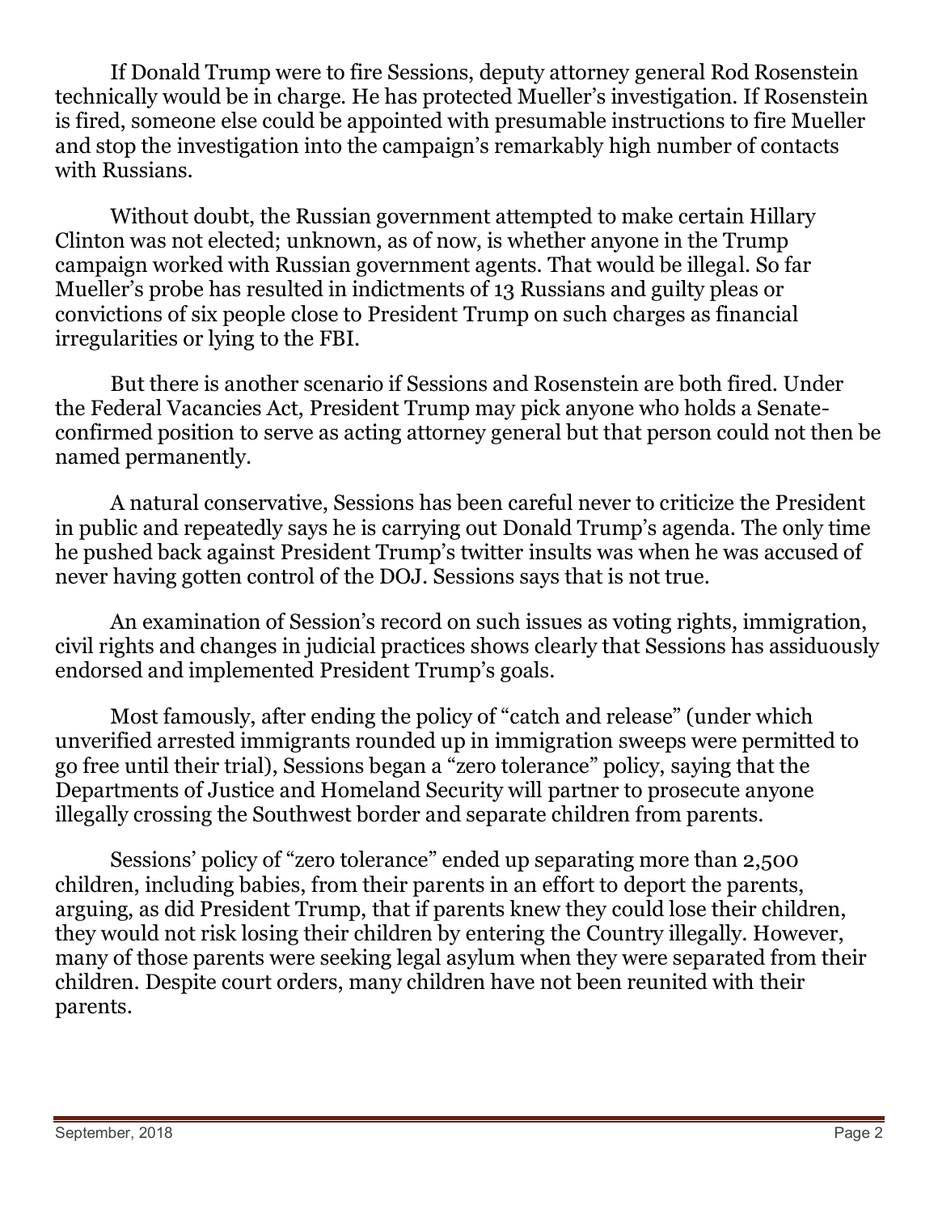If Donald Trump were to fire Sessions, deputy attorney general Rod Rosenstein technically would be in charge. He has protected Mueller's investigation. If Rosenstein is fired, someone else could be appointed with presumable instructions to fire Mueller and stop the investigation into the campaign's remarkably high number of contacts with Russians.

Without doubt, the Russian government attempted to make certain Hillary Clinton was not elected; unknown, as of now, is whether anyone in the Trump campaign worked with Russian government agents. That would be illegal. So far Mueller's probe has resulted in indictments of 13 Russians and guilty pleas or convictions of six people close to President Trump on such charges as financial irregularities or lying to the FBI.

But there is another scenario if Sessions and Rosenstein are both fired. Under the Federal Vacancies Act, President Trump may pick anyone who holds a Senate-confirmed position to serve as acting attorney general but that person could not then be named permanently.

A natural conservative, Sessions has been careful never to criticize the President in public and repeatedly says he is carrying out Donald Trump's agenda. The only time he pushed back against President Trump's twitter insults was when he was accused of never having gotten control of the DOJ. Sessions says that is not true.

An examination of Session's record on such issues as voting rights, immigration, civil rights and changes in judicial practices shows clearly that Sessions has assiduously endorsed and implemented President Trump's goals.

Most famously, after ending the policy of "catch and release" (under which unverified arrested immigrants rounded up in immigration sweeps were permitted to go free until their trial), Sessions began a "zero tolerance" policy, saying that the Departments of Justice and Homeland Security will partner to prosecute anyone illegally crossing the Southwest border and separate children from parents.

Sessions' policy of "zero tolerance" ended up separating more than 2,500 children, including babies, from their parents in an effort to deport the parents, arguing, as did President Trump, that if parents knew they could lose their children, they would not risk losing their children by entering the Country illegally. However, many of those parents were seeking legal asylum when they were separated from their children. Despite court orders, many children have not been reunited with their parents.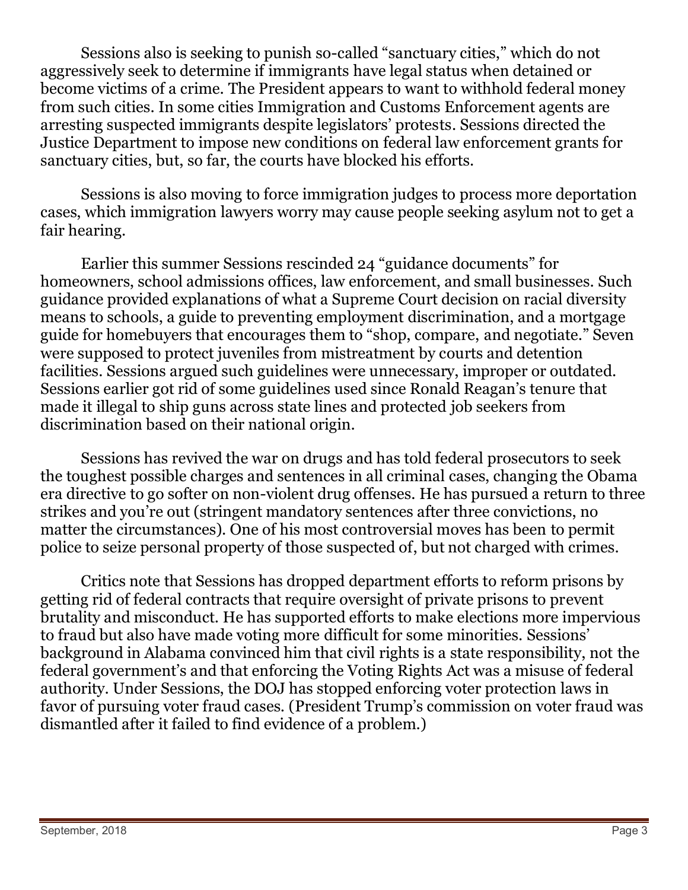Sessions also is seeking to punish so-called "sanctuary cities," which do not aggressively seek to determine if immigrants have legal status when detained or become victims of a crime. The President appears to want to withhold federal money from such cities. In some cities Immigration and Customs Enforcement agents are arresting suspected immigrants despite legislators' protests. Sessions directed the Justice Department to impose new conditions on federal law enforcement grants for sanctuary cities, but, so far, the courts have blocked his efforts.

Sessions is also moving to force immigration judges to process more deportation cases, which immigration lawyers worry may cause people seeking asylum not to get a fair hearing.

Earlier this summer Sessions rescinded 24 "guidance documents" for homeowners, school admissions offices, law enforcement, and small businesses. Such guidance provided explanations of what a Supreme Court decision on racial diversity means to schools, a guide to preventing employment discrimination, and a mortgage guide for homebuyers that encourages them to "shop, compare, and negotiate." Seven were supposed to protect juveniles from mistreatment by courts and detention facilities. Sessions argued such guidelines were unnecessary, improper or outdated. Sessions earlier got rid of some guidelines used since Ronald Reagan's tenure that made it illegal to ship guns across state lines and protected job seekers from discrimination based on their national origin.

Sessions has revived the war on drugs and has told federal prosecutors to seek the toughest possible charges and sentences in all criminal cases, changing the Obama era directive to go softer on non-violent drug offenses. He has pursued a return to three strikes and you're out (stringent mandatory sentences after three convictions, no matter the circumstances). One of his most controversial moves has been to permit police to seize personal property of those suspected of, but not charged with crimes.

Critics note that Sessions has dropped department efforts to reform prisons by getting rid of federal contracts that require oversight of private prisons to prevent brutality and misconduct. He has supported efforts to make elections more impervious to fraud but also have made voting more difficult for some minorities. Sessions' background in Alabama convinced him that civil rights is a state responsibility, not the federal government's and that enforcing the Voting Rights Act was a misuse of federal authority. Under Sessions, the DOJ has stopped enforcing voter protection laws in favor of pursuing voter fraud cases. (President Trump's commission on voter fraud was dismantled after it failed to find evidence of a problem.)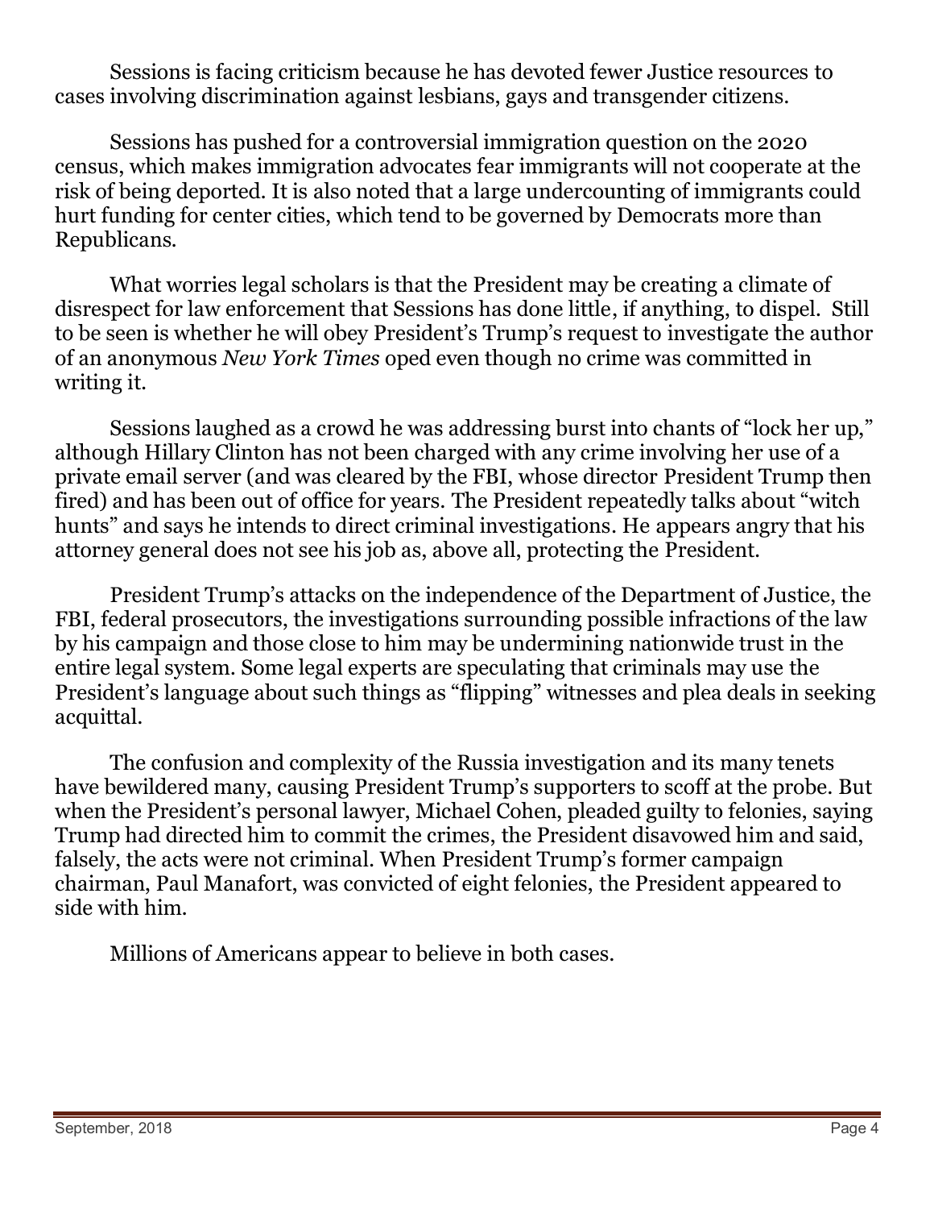Sessions is facing criticism because he has devoted fewer Justice resources to cases involving discrimination against lesbians, gays and transgender citizens.

Sessions has pushed for a controversial immigration question on the 2020 census, which makes immigration advocates fear immigrants will not cooperate at the risk of being deported. It is also noted that a large undercounting of immigrants could hurt funding for center cities, which tend to be governed by Democrats more than Republicans.

What worries legal scholars is that the President may be creating a climate of disrespect for law enforcement that Sessions has done little, if anything, to dispel. Still to be seen is whether he will obey President's Trump's request to investigate the author of an anonymous *New York Times* oped even though no crime was committed in writing it.

Sessions laughed as a crowd he was addressing burst into chants of "lock her up," although Hillary Clinton has not been charged with any crime involving her use of a private email server (and was cleared by the FBI, whose director President Trump then fired) and has been out of office for years. The President repeatedly talks about "witch hunts" and says he intends to direct criminal investigations. He appears angry that his attorney general does not see his job as, above all, protecting the President.

President Trump's attacks on the independence of the Department of Justice, the FBI, federal prosecutors, the investigations surrounding possible infractions of the law by his campaign and those close to him may be undermining nationwide trust in the entire legal system. Some legal experts are speculating that criminals may use the President's language about such things as "flipping" witnesses and plea deals in seeking acquittal.

The confusion and complexity of the Russia investigation and its many tenets have bewildered many, causing President Trump's supporters to scoff at the probe. But when the President's personal lawyer, Michael Cohen, pleaded guilty to felonies, saying Trump had directed him to commit the crimes, the President disavowed him and said, falsely, the acts were not criminal. When President Trump's former campaign chairman, Paul Manafort, was convicted of eight felonies, the President appeared to side with him.

Millions of Americans appear to believe in both cases.